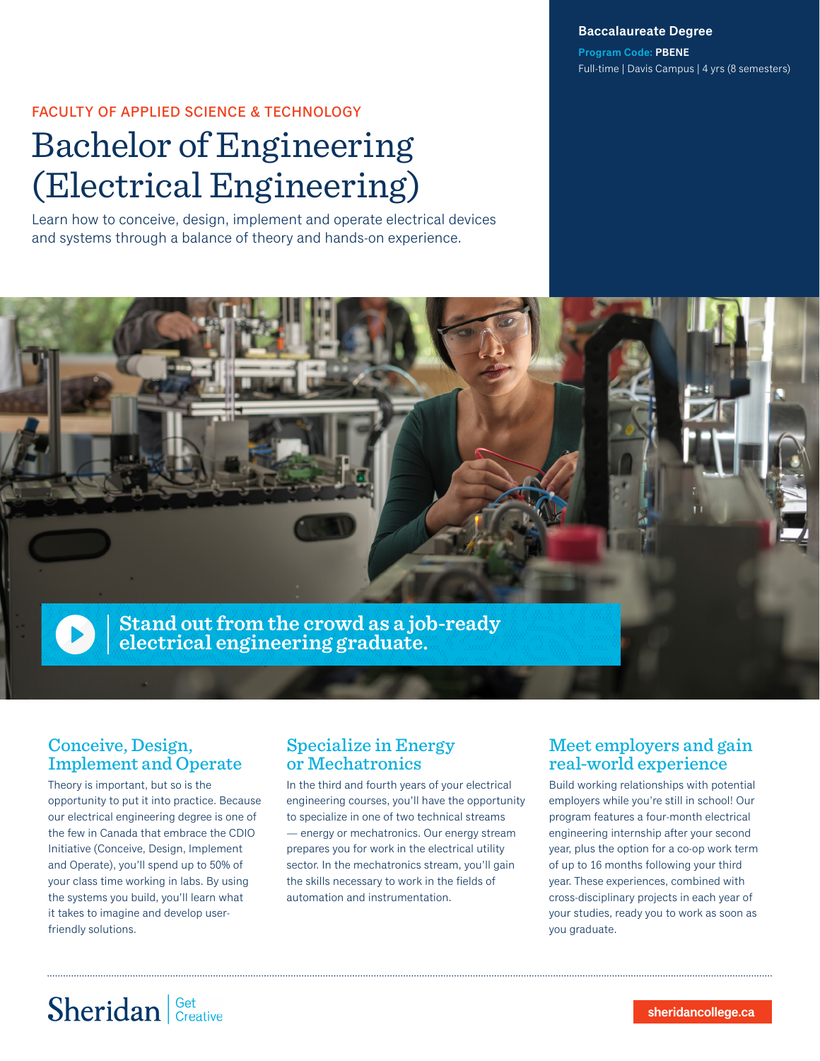**Baccalaureate Degree**

**Program Code:** **PBENE**

Full-time | Davis Campus | 4 yrs (8 semesters)

FACULTY OF APPLIED SCIENCE & TECHNOLOGY

# Bachelor of Engineering (Electrical Engineering)

Learn how to conceive, design, implement and operate electrical devices and systems through a balance of theory and hands-on experience.

**Stand out from the crowd as a job-ready electrical engineering graduate.**

## Conceive, Design, Implement and Operate

Theory is important, but so is the opportunity to put it into practice. Because our electrical engineering degree is one of the few in Canada that embrace the CDIO Initiative (Conceive, Design, Implement and Operate), you'll spend up to 50% of your class time working in labs. By using the systems you build, you'll learn what it takes to imagine and develop user-friendly solutions.

## Specialize in Energy or Mechatronics

In the third and fourth years of your electrical engineering courses, you'll have the opportunity to specialize in one of two technical streams — energy or mechatronics. Our energy stream prepares you for work in the electrical utility sector. In the mechatronics stream, you'll gain the skills necessary to work in the fields of automation and instrumentation.

## Meet employers and gain real-world experience

Build working relationships with potential employers while you're still in school! Our program features a four-month electrical engineering internship after your second year, plus the option for a co-op work term of up to 16 months following your third year. These experiences, combined with cross-disciplinary projects in each year of your studies, ready you to work as soon as you graduate.

Sheridan | Get Creative

sheridancollege.ca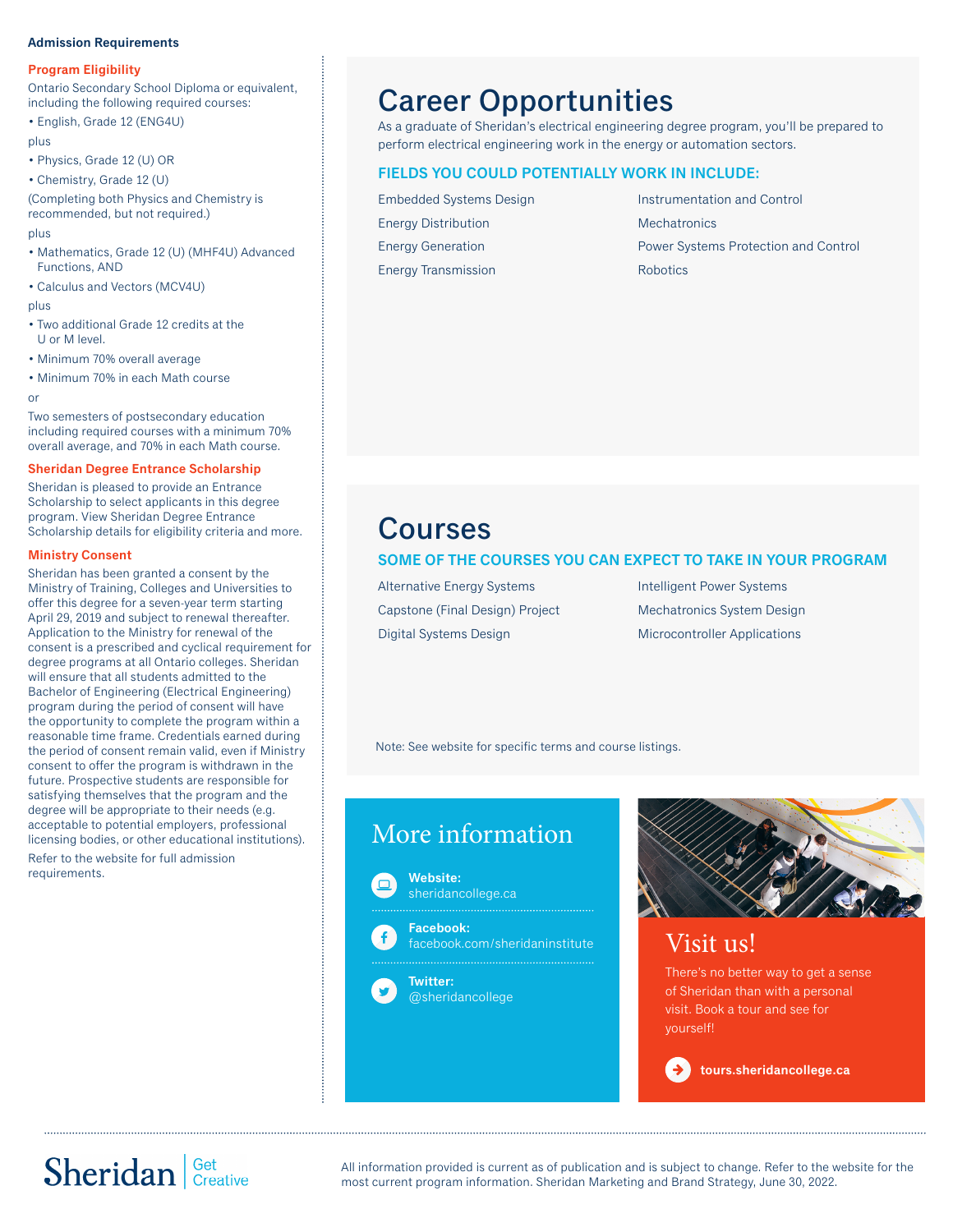## Admission Requirements

### Program Eligibility

Ontario Secondary School Diploma or equivalent, including the following required courses:

- English, Grade 12 (ENG4U)

plus

- Physics, Grade 12 (U) OR
- Chemistry, Grade 12 (U)

(Completing both Physics and Chemistry is recommended, but not required.)

plus

- Mathematics, Grade 12 (U) (MHF4U) Advanced Functions, AND
- Calculus and Vectors (MCV4U)

plus

- Two additional Grade 12 credits at the U or M level.
- Minimum 70% overall average
- Minimum 70% in each Math course

or

Two semesters of postsecondary education including required courses with a minimum 70% overall average, and 70% in each Math course.

### Sheridan Degree Entrance Scholarship

Sheridan is pleased to provide an Entrance Scholarship to select applicants in this degree program. View Sheridan Degree Entrance Scholarship details for eligibility criteria and more.

### Ministry Consent

Sheridan has been granted a consent by the Ministry of Training, Colleges and Universities to offer this degree for a seven-year term starting April 29, 2019 and subject to renewal thereafter. Application to the Ministry for renewal of the consent is a prescribed and cyclical requirement for degree programs at all Ontario colleges. Sheridan will ensure that all students admitted to the Bachelor of Engineering (Electrical Engineering) program during the period of consent will have the opportunity to complete the program within a reasonable time frame. Credentials earned during the period of consent remain valid, even if Ministry consent to offer the program is withdrawn in the future. Prospective students are responsible for satisfying themselves that the program and the degree will be appropriate to their needs (e.g. acceptable to potential employers, professional licensing bodies, or other educational institutions).

Refer to the website for full admission requirements.

# Career Opportunities

As a graduate of Sheridan's electrical engineering degree program, you'll be prepared to perform electrical engineering work in the energy or automation sectors.

### FIELDS YOU COULD POTENTIALLY WORK IN INCLUDE:

- Embedded Systems Design
- Energy Distribution
- Energy Generation
- Energy Transmission
- Instrumentation and Control
- Mechatronics
- Power Systems Protection and Control
- Robotics

# Courses

### SOME OF THE COURSES YOU CAN EXPECT TO TAKE IN YOUR PROGRAM

- Alternative Energy Systems
- Capstone (Final Design) Project
- Digital Systems Design
- Intelligent Power Systems
- Mechatronics System Design
- Microcontroller Applications

Note: See website for specific terms and course listings.

## More information

**Website:** sheridancollege.ca

**Facebook:** facebook.com/sheridaninstitute

**Twitter:** @sheridancollege

## Visit us!

There's no better way to get a sense of Sheridan than with a personal visit. Book a tour and see for yourself!

**tours.sheridancollege.ca**

Sheridan | Get Creative

All information provided is current as of publication and is subject to change. Refer to the website for the most current program information. Sheridan Marketing and Brand Strategy, June 30, 2022.